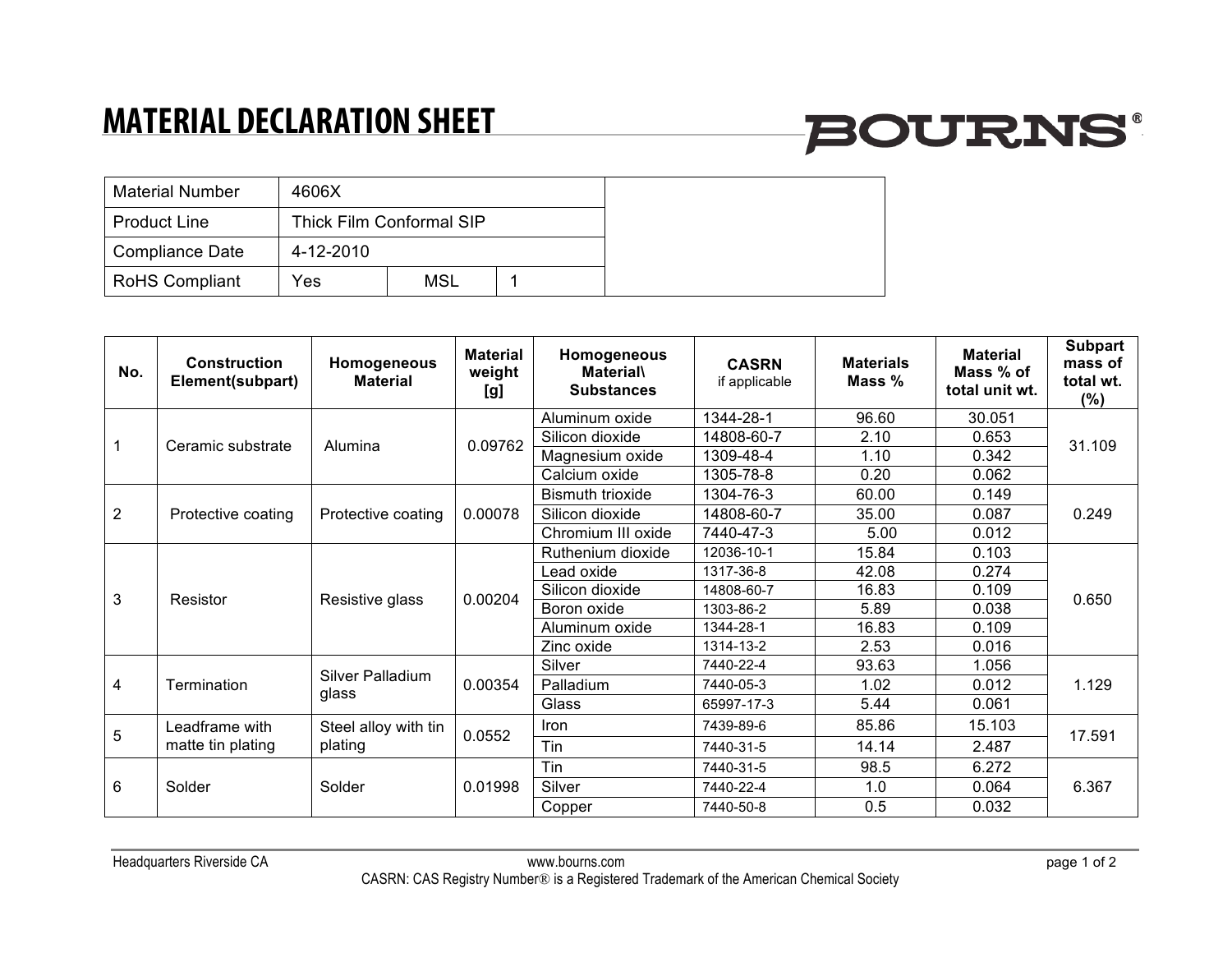# MATERIAL DECLARATION SHEET

BOURNS®

| Material Number | 4606X | | |
|---|---|---|---|
| Product Line | Thick Film Conformal SIP | | |
| Compliance Date | 4-12-2010 | | |
| RoHS Compliant | Yes | MSL | 1 |

| No. | Construction Element(subpart) | Homogeneous Material | Material weight [g] | Homogeneous Material\ Substances | CASRN if applicable | Materials Mass % | Material Mass % of total unit wt. | Subpart mass of total wt. (%) |
|---|---|---|---|---|---|---|---|---|
| 1 | Ceramic substrate | Alumina | 0.09762 | Aluminum oxide | 1344-28-1 | 96.60 | 30.051 | 31.109 |
| | | | | Silicon dioxide | 14808-60-7 | 2.10 | 0.653 | |
| | | | | Magnesium oxide | 1309-48-4 | 1.10 | 0.342 | |
| | | | | Calcium oxide | 1305-78-8 | 0.20 | 0.062 | |
| 2 | Protective coating | Protective coating | 0.00078 | Bismuth trioxide | 1304-76-3 | 60.00 | 0.149 | 0.249 |
| | | | | Silicon dioxide | 14808-60-7 | 35.00 | 0.087 | |
| | | | | Chromium III oxide | 7440-47-3 | 5.00 | 0.012 | |
| 3 | Resistor | Resistive glass | 0.00204 | Ruthenium dioxide | 12036-10-1 | 15.84 | 0.103 | 0.650 |
| | | | | Lead oxide | 1317-36-8 | 42.08 | 0.274 | |
| | | | | Silicon dioxide | 14808-60-7 | 16.83 | 0.109 | |
| | | | | Boron oxide | 1303-86-2 | 5.89 | 0.038 | |
| | | | | Aluminum oxide | 1344-28-1 | 16.83 | 0.109 | |
| | | | | Zinc oxide | 1314-13-2 | 2.53 | 0.016 | |
| 4 | Termination | Silver Palladium glass | 0.00354 | Silver | 7440-22-4 | 93.63 | 1.056 | 1.129 |
| | | | | Palladium | 7440-05-3 | 1.02 | 0.012 | |
| | | | | Glass | 65997-17-3 | 5.44 | 0.061 | |
| 5 | Leadframe with matte tin plating | Steel alloy with tin plating | 0.0552 | Iron | 7439-89-6 | 85.86 | 15.103 | 17.591 |
| | | | | Tin | 7440-31-5 | 14.14 | 2.487 | |
| 6 | Solder | Solder | 0.01998 | Tin | 7440-31-5 | 98.5 | 6.272 | 6.367 |
| | | | | Silver | 7440-22-4 | 1.0 | 0.064 | |
| | | | | Copper | 7440-50-8 | 0.5 | 0.032 | |

Headquarters Riverside CA www.bourns.com

CASRN: CAS Registry Number® is a Registered Trademark of the American Chemical Society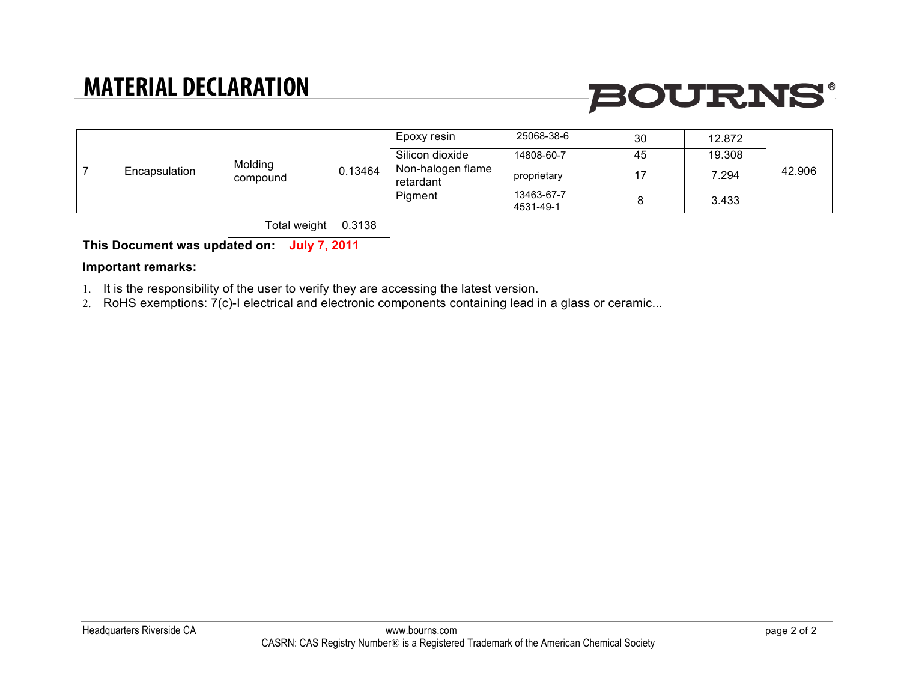# MATERIAL DECLARATION

| | | | | | | | | |
|---|---|---|---|---|---|---|---|---|
| 7 | Encapsulation | Molding compound | 0.13464 | Epoxy resin | 25068-38-6 | 30 | 12.872 | 42.906 |
| | | | | Silicon dioxide | 14808-60-7 | 45 | 19.308 | |
| | | | | Non-halogen flame retardant | proprietary | 17 | 7.294 | |
| | | | | Pigment | 13463-67-7 4531-49-1 | 8 | 3.433 | |
| | | Total weight | 0.3138 | | | | | |

**This Document was updated on: July 7, 2011**

**Important remarks:**

1. It is the responsibility of the user to verify they are accessing the latest version.
2. RoHS exemptions: 7(c)-I electrical and electronic components containing lead in a glass or ceramic...

Headquarters Riverside CA

www.bourns.com

CASRN: CAS Registry Number® is a Registered Trademark of the American Chemical Society